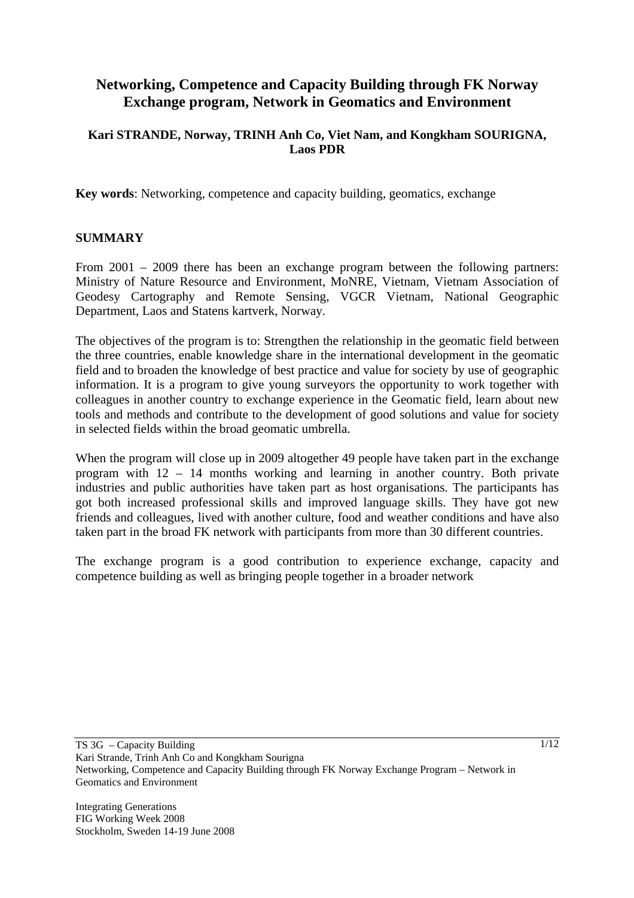# Networking, Competence and Capacity Building through FK Norway Exchange program, Network in Geomatics and Environment

**Kari STRANDE, Norway, TRINH Anh Co, Viet Nam, and Kongkham SOURIGNA, Laos PDR**

**Key words**: Networking, competence and capacity building, geomatics, exchange

## SUMMARY

From 2001 – 2009 there has been an exchange program between the following partners: Ministry of Nature Resource and Environment, MoNRE, Vietnam, Vietnam Association of Geodesy Cartography and Remote Sensing, VGCR Vietnam, National Geographic Department, Laos and Statens kartverk, Norway.

The objectives of the program is to: Strengthen the relationship in the geomatic field between the three countries, enable knowledge share in the international development in the geomatic field and to broaden the knowledge of best practice and value for society by use of geographic information. It is a program to give young surveyors the opportunity to work together with colleagues in another country to exchange experience in the Geomatic field, learn about new tools and methods and contribute to the development of good solutions and value for society in selected fields within the broad geomatic umbrella.

When the program will close up in 2009 altogether 49 people have taken part in the exchange program with 12 – 14 months working and learning in another country. Both private industries and public authorities have taken part as host organisations. The participants has got both increased professional skills and improved language skills. They have got new friends and colleagues, lived with another culture, food and weather conditions and have also taken part in the broad FK network with participants from more than 30 different countries.

The exchange program is a good contribution to experience exchange, capacity and competence building as well as bringing people together in a broader network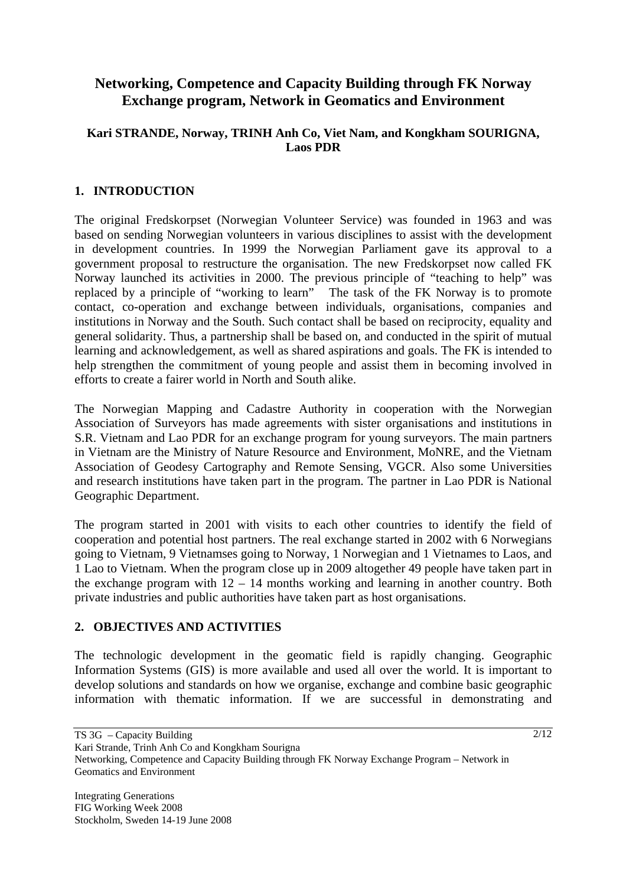# Networking, Competence and Capacity Building through FK Norway Exchange program, Network in Geomatics and Environment

**Kari STRANDE, Norway, TRINH Anh Co, Viet Nam, and Kongkham SOURIGNA, Laos PDR**

## 1. INTRODUCTION

The original Fredskorpset (Norwegian Volunteer Service) was founded in 1963 and was based on sending Norwegian volunteers in various disciplines to assist with the development in development countries. In 1999 the Norwegian Parliament gave its approval to a government proposal to restructure the organisation. The new Fredskorpset now called FK Norway launched its activities in 2000. The previous principle of "teaching to help" was replaced by a principle of "working to learn" The task of the FK Norway is to promote contact, co-operation and exchange between individuals, organisations, companies and institutions in Norway and the South. Such contact shall be based on reciprocity, equality and general solidarity. Thus, a partnership shall be based on, and conducted in the spirit of mutual learning and acknowledgement, as well as shared aspirations and goals. The FK is intended to help strengthen the commitment of young people and assist them in becoming involved in efforts to create a fairer world in North and South alike.

The Norwegian Mapping and Cadastre Authority in cooperation with the Norwegian Association of Surveyors has made agreements with sister organisations and institutions in S.R. Vietnam and Lao PDR for an exchange program for young surveyors. The main partners in Vietnam are the Ministry of Nature Resource and Environment, MoNRE, and the Vietnam Association of Geodesy Cartography and Remote Sensing, VGCR. Also some Universities and research institutions have taken part in the program. The partner in Lao PDR is National Geographic Department.

The program started in 2001 with visits to each other countries to identify the field of cooperation and potential host partners. The real exchange started in 2002 with 6 Norwegians going to Vietnam, 9 Vietnamses going to Norway, 1 Norwegian and 1 Vietnames to Laos, and 1 Lao to Vietnam. When the program close up in 2009 altogether 49 people have taken part in the exchange program with 12 – 14 months working and learning in another country. Both private industries and public authorities have taken part as host organisations.

## 2. OBJECTIVES AND ACTIVITIES

The technologic development in the geomatic field is rapidly changing. Geographic Information Systems (GIS) is more available and used all over the world. It is important to develop solutions and standards on how we organise, exchange and combine basic geographic information with thematic information. If we are successful in demonstrating and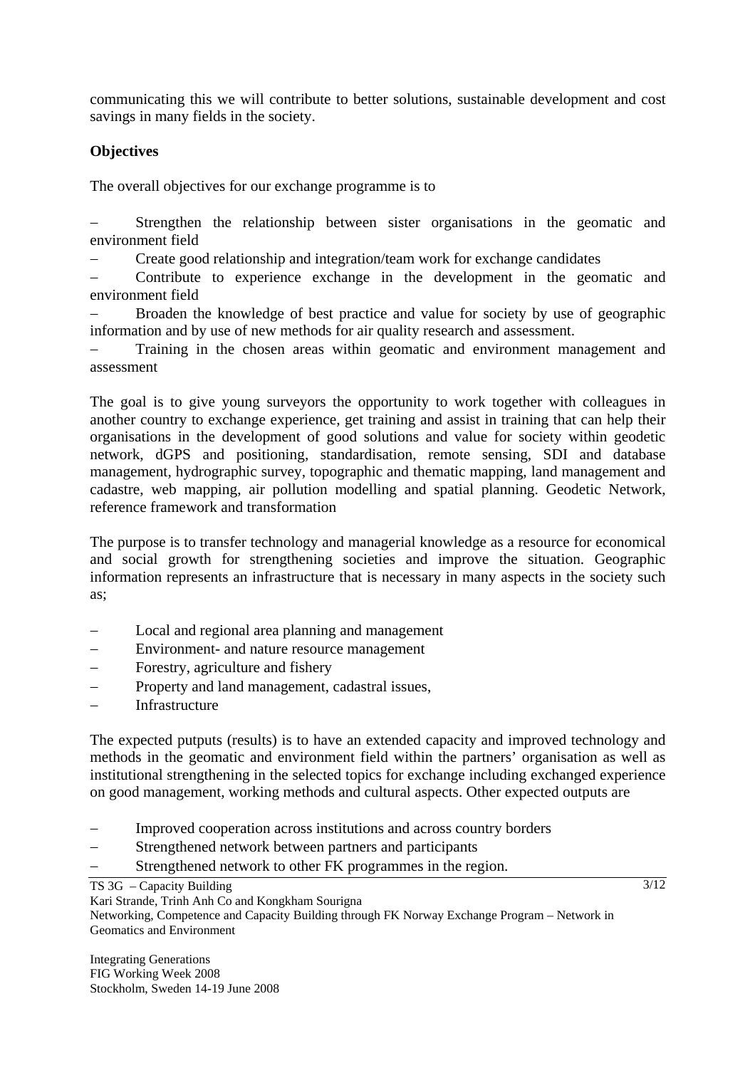communicating this we will contribute to better solutions, sustainable development and cost savings in many fields in the society.

**Objectives**

The overall objectives for our exchange programme is to

- Strengthen the relationship between sister organisations in the geomatic and environment field
- Create good relationship and integration/team work for exchange candidates
- Contribute to experience exchange in the development in the geomatic and environment field
- Broaden the knowledge of best practice and value for society by use of geographic information and by use of new methods for air quality research and assessment.
- Training in the chosen areas within geomatic and environment management and assessment

The goal is to give young surveyors the opportunity to work together with colleagues in another country to exchange experience, get training and assist in training that can help their organisations in the development of good solutions and value for society within geodetic network, dGPS and positioning, standardisation, remote sensing, SDI and database management, hydrographic survey, topographic and thematic mapping, land management and cadastre, web mapping, air pollution modelling and spatial planning. Geodetic Network, reference framework and transformation

The purpose is to transfer technology and managerial knowledge as a resource for economical and social growth for strengthening societies and improve the situation. Geographic information represents an infrastructure that is necessary in many aspects in the society such as;

- Local and regional area planning and management
- Environment- and nature resource management
- Forestry, agriculture and fishery
- Property and land management, cadastral issues,
- Infrastructure

The expected putputs (results) is to have an extended capacity and improved technology and methods in the geomatic and environment field within the partners' organisation as well as institutional strengthening in the selected topics for exchange including exchanged experience on good management, working methods and cultural aspects. Other expected outputs are

- Improved cooperation across institutions and across country borders
- Strengthened network between partners and participants
- Strengthened network to other FK programmes in the region.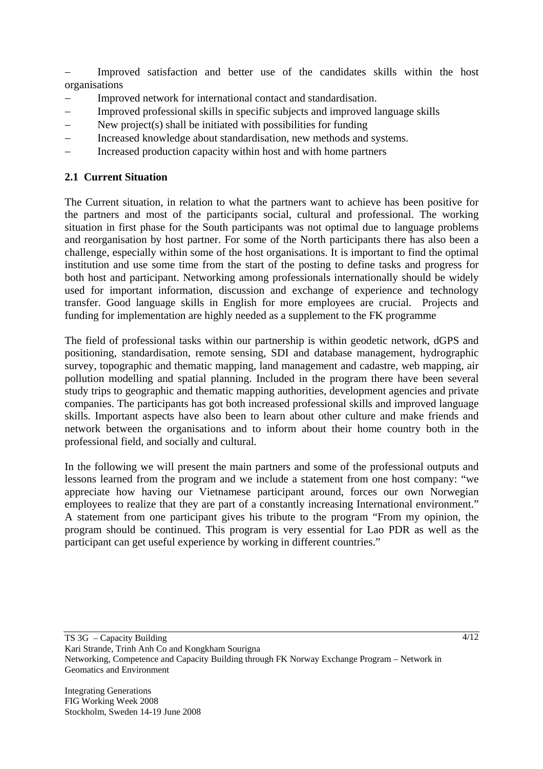- Improved satisfaction and better use of the candidates skills within the host organisations
- Improved network for international contact and standardisation.
- Improved professional skills in specific subjects and improved language skills
- New project(s) shall be initiated with possibilities for funding
- Increased knowledge about standardisation, new methods and systems.
- Increased production capacity within host and with home partners

## 2.1 Current Situation

The Current situation, in relation to what the partners want to achieve has been positive for the partners and most of the participants social, cultural and professional. The working situation in first phase for the South participants was not optimal due to language problems and reorganisation by host partner. For some of the North participants there has also been a challenge, especially within some of the host organisations. It is important to find the optimal institution and use some time from the start of the posting to define tasks and progress for both host and participant. Networking among professionals internationally should be widely used for important information, discussion and exchange of experience and technology transfer. Good language skills in English for more employees are crucial. Projects and funding for implementation are highly needed as a supplement to the FK programme

The field of professional tasks within our partnership is within geodetic network, dGPS and positioning, standardisation, remote sensing, SDI and database management, hydrographic survey, topographic and thematic mapping, land management and cadastre, web mapping, air pollution modelling and spatial planning. Included in the program there have been several study trips to geographic and thematic mapping authorities, development agencies and private companies. The participants has got both increased professional skills and improved language skills. Important aspects have also been to learn about other culture and make friends and network between the organisations and to inform about their home country both in the professional field, and socially and cultural.

In the following we will present the main partners and some of the professional outputs and lessons learned from the program and we include a statement from one host company: "we appreciate how having our Vietnamese participant around, forces our own Norwegian employees to realize that they are part of a constantly increasing International environment." A statement from one participant gives his tribute to the program "From my opinion, the program should be continued. This program is very essential for Lao PDR as well as the participant can get useful experience by working in different countries."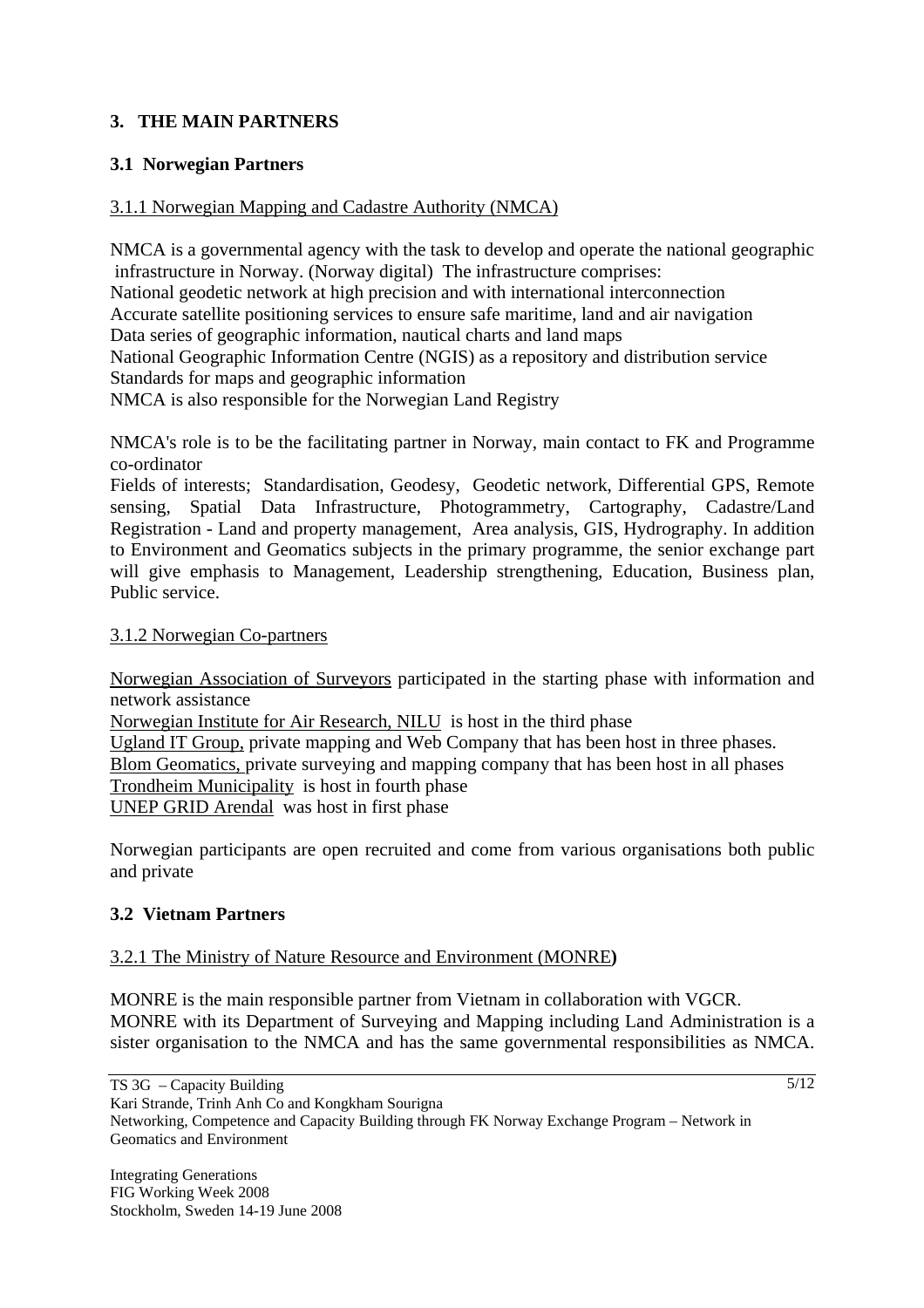## 3. THE MAIN PARTNERS

### 3.1 Norwegian Partners

3.1.1 Norwegian Mapping and Cadastre Authority (NMCA)

NMCA is a governmental agency with the task to develop and operate the national geographic infrastructure in Norway. (Norway digital) The infrastructure comprises:
National geodetic network at high precision and with international interconnection
Accurate satellite positioning services to ensure safe maritime, land and air navigation
Data series of geographic information, nautical charts and land maps
National Geographic Information Centre (NGIS) as a repository and distribution service
Standards for maps and geographic information
NMCA is also responsible for the Norwegian Land Registry

NMCA's role is to be the facilitating partner in Norway, main contact to FK and Programme co-ordinator
Fields of interests; Standardisation, Geodesy, Geodetic network, Differential GPS, Remote sensing, Spatial Data Infrastructure, Photogrammetry, Cartography, Cadastre/Land Registration - Land and property management, Area analysis, GIS, Hydrography. In addition to Environment and Geomatics subjects in the primary programme, the senior exchange part will give emphasis to Management, Leadership strengthening, Education, Business plan, Public service.

3.1.2 Norwegian Co-partners

Norwegian Association of Surveyors participated in the starting phase with information and network assistance
Norwegian Institute for Air Research, NILU is host in the third phase
Ugland IT Group, private mapping and Web Company that has been host in three phases.
Blom Geomatics, private surveying and mapping company that has been host in all phases
Trondheim Municipality is host in fourth phase
UNEP GRID Arendal was host in first phase

Norwegian participants are open recruited and come from various organisations both public and private

### 3.2 Vietnam Partners

3.2.1 The Ministry of Nature Resource and Environment (MONRE)

MONRE is the main responsible partner from Vietnam in collaboration with VGCR.
MONRE with its Department of Surveying and Mapping including Land Administration is a sister organisation to the NMCA and has the same governmental responsibilities as NMCA.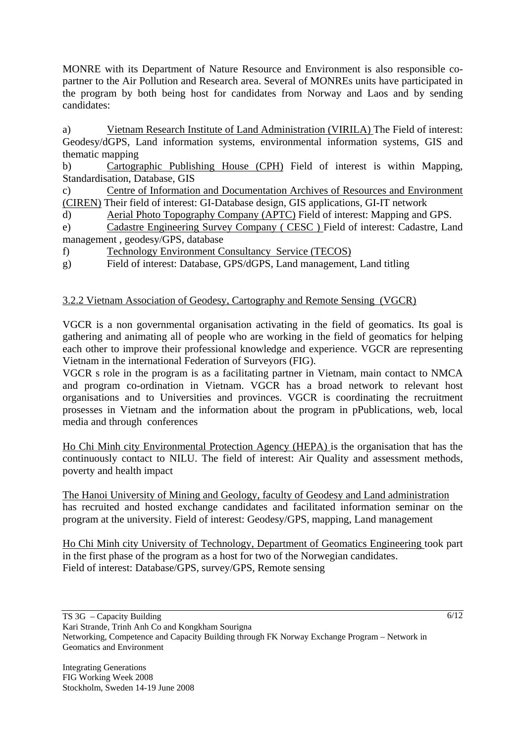MONRE with its Department of Nature Resource and Environment is also responsible co-partner to the Air Pollution and Research area. Several of MONREs units have participated in the program by both being host for candidates from Norway and Laos and by sending candidates:

a) Vietnam Research Institute of Land Administration (VIRILA) The Field of interest: Geodesy/dGPS, Land information systems, environmental information systems, GIS and thematic mapping

b) Cartographic Publishing House (CPH) Field of interest is within Mapping, Standardisation, Database, GIS

c) Centre of Information and Documentation Archives of Resources and Environment (CIREN) Their field of interest: GI-Database design, GIS applications, GI-IT network

d) Aerial Photo Topography Company (APTC) Field of interest: Mapping and GPS.

e) Cadastre Engineering Survey Company ( CESC ) Field of interest: Cadastre, Land management , geodesy/GPS, database

f) Technology Environment Consultancy Service (TECOS)

g) Field of interest: Database, GPS/dGPS, Land management, Land titling

### 3.2.2 Vietnam Association of Geodesy, Cartography and Remote Sensing (VGCR)

VGCR is a non governmental organisation activating in the field of geomatics. Its goal is gathering and animating all of people who are working in the field of geomatics for helping each other to improve their professional knowledge and experience. VGCR are representing Vietnam in the international Federation of Surveyors (FIG).

VGCR s role in the program is as a facilitating partner in Vietnam, main contact to NMCA and program co-ordination in Vietnam. VGCR has a broad network to relevant host organisations and to Universities and provinces. VGCR is coordinating the recruitment prosesses in Vietnam and the information about the program in pPublications, web, local media and through conferences

Ho Chi Minh city Environmental Protection Agency (HEPA) is the organisation that has the continuously contact to NILU. The field of interest: Air Quality and assessment methods, poverty and health impact

The Hanoi University of Mining and Geology, faculty of Geodesy and Land administration has recruited and hosted exchange candidates and facilitated information seminar on the program at the university. Field of interest: Geodesy/GPS, mapping, Land management

Ho Chi Minh city University of Technology, Department of Geomatics Engineering took part in the first phase of the program as a host for two of the Norwegian candidates.
Field of interest: Database/GPS, survey/GPS, Remote sensing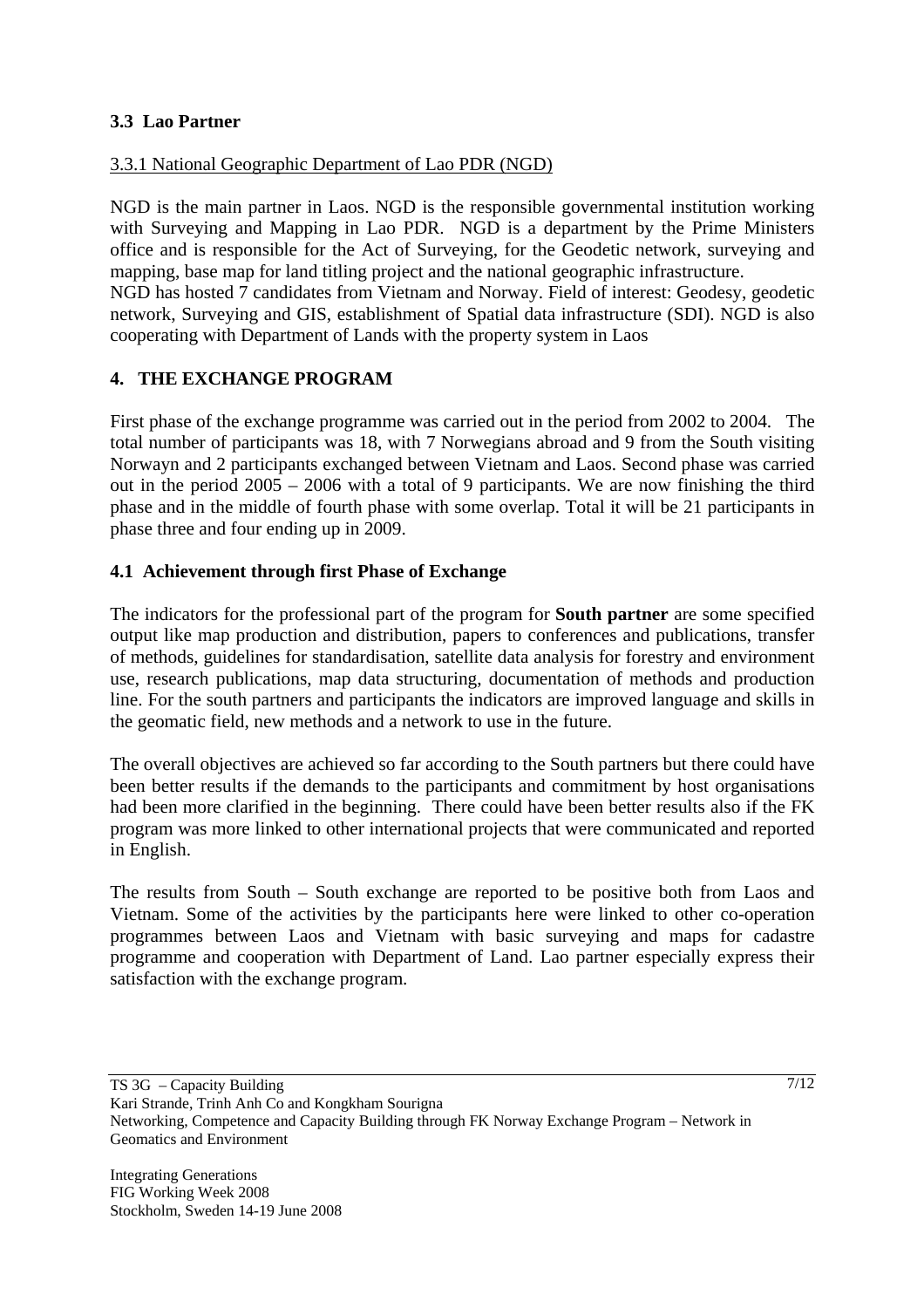### 3.3 Lao Partner

3.3.1 National Geographic Department of Lao PDR (NGD)

NGD is the main partner in Laos. NGD is the responsible governmental institution working with Surveying and Mapping in Lao PDR. NGD is a department by the Prime Ministers office and is responsible for the Act of Surveying, for the Geodetic network, surveying and mapping, base map for land titling project and the national geographic infrastructure.
NGD has hosted 7 candidates from Vietnam and Norway. Field of interest: Geodesy, geodetic network, Surveying and GIS, establishment of Spatial data infrastructure (SDI). NGD is also cooperating with Department of Lands with the property system in Laos

## 4. THE EXCHANGE PROGRAM

First phase of the exchange programme was carried out in the period from 2002 to 2004. The total number of participants was 18, with 7 Norwegians abroad and 9 from the South visiting Norwayn and 2 participants exchanged between Vietnam and Laos. Second phase was carried out in the period 2005 – 2006 with a total of 9 participants. We are now finishing the third phase and in the middle of fourth phase with some overlap. Total it will be 21 participants in phase three and four ending up in 2009.

### 4.1 Achievement through first Phase of Exchange

The indicators for the professional part of the program for **South partner** are some specified output like map production and distribution, papers to conferences and publications, transfer of methods, guidelines for standardisation, satellite data analysis for forestry and environment use, research publications, map data structuring, documentation of methods and production line. For the south partners and participants the indicators are improved language and skills in the geomatic field, new methods and a network to use in the future.

The overall objectives are achieved so far according to the South partners but there could have been better results if the demands to the participants and commitment by host organisations had been more clarified in the beginning. There could have been better results also if the FK program was more linked to other international projects that were communicated and reported in English.

The results from South – South exchange are reported to be positive both from Laos and Vietnam. Some of the activities by the participants here were linked to other co-operation programmes between Laos and Vietnam with basic surveying and maps for cadastre programme and cooperation with Department of Land. Lao partner especially express their satisfaction with the exchange program.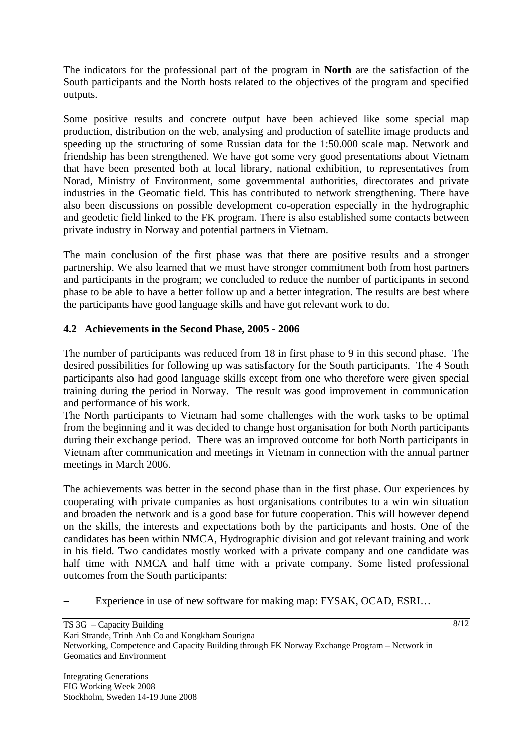The indicators for the professional part of the program in **North** are the satisfaction of the South participants and the North hosts related to the objectives of the program and specified outputs.

Some positive results and concrete output have been achieved like some special map production, distribution on the web, analysing and production of satellite image products and speeding up the structuring of some Russian data for the 1:50.000 scale map. Network and friendship has been strengthened. We have got some very good presentations about Vietnam that have been presented both at local library, national exhibition, to representatives from Norad, Ministry of Environment, some governmental authorities, directorates and private industries in the Geomatic field. This has contributed to network strengthening. There have also been discussions on possible development co-operation especially in the hydrographic and geodetic field linked to the FK program. There is also established some contacts between private industry in Norway and potential partners in Vietnam.

The main conclusion of the first phase was that there are positive results and a stronger partnership. We also learned that we must have stronger commitment both from host partners and participants in the program; we concluded to reduce the number of participants in second phase to be able to have a better follow up and a better integration. The results are best where the participants have good language skills and have got relevant work to do.

### 4.2 Achievements in the Second Phase, 2005 - 2006

The number of participants was reduced from 18 in first phase to 9 in this second phase. The desired possibilities for following up was satisfactory for the South participants. The 4 South participants also had good language skills except from one who therefore were given special training during the period in Norway. The result was good improvement in communication and performance of his work.
The North participants to Vietnam had some challenges with the work tasks to be optimal from the beginning and it was decided to change host organisation for both North participants during their exchange period. There was an improved outcome for both North participants in Vietnam after communication and meetings in Vietnam in connection with the annual partner meetings in March 2006.

The achievements was better in the second phase than in the first phase. Our experiences by cooperating with private companies as host organisations contributes to a win win situation and broaden the network and is a good base for future cooperation. This will however depend on the skills, the interests and expectations both by the participants and hosts. One of the candidates has been within NMCA, Hydrographic division and got relevant training and work in his field. Two candidates mostly worked with a private company and one candidate was half time with NMCA and half time with a private company. Some listed professional outcomes from the South participants:

- Experience in use of new software for making map: FYSAK, OCAD, ESRI…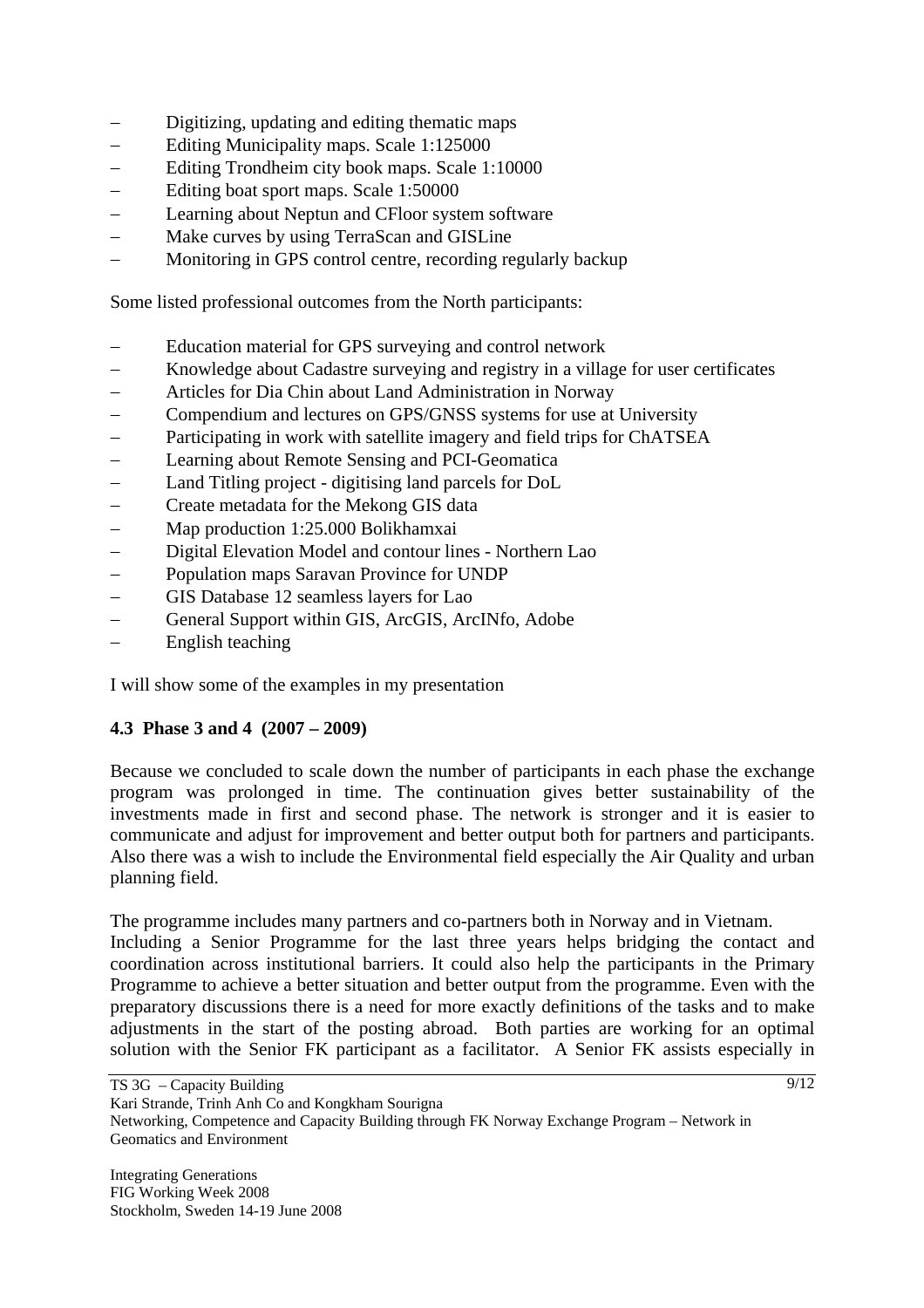- Digitizing, updating and editing thematic maps
- Editing Municipality maps. Scale 1:125000
- Editing Trondheim city book maps. Scale 1:10000
- Editing boat sport maps. Scale 1:50000
- Learning about Neptun and CFloor system software
- Make curves by using TerraScan and GISLine
- Monitoring in GPS control centre, recording regularly backup

Some listed professional outcomes from the North participants:

- Education material for GPS surveying and control network
- Knowledge about Cadastre surveying and registry in a village for user certificates
- Articles for Dia Chin about Land Administration in Norway
- Compendium and lectures on GPS/GNSS systems for use at University
- Participating in work with satellite imagery and field trips for ChATSEA
- Learning about Remote Sensing and PCI-Geomatica
- Land Titling project - digitising land parcels for DoL
- Create metadata for the Mekong GIS data
- Map production 1:25.000 Bolikhamxai
- Digital Elevation Model and contour lines - Northern Lao
- Population maps Saravan Province for UNDP
- GIS Database 12 seamless layers for Lao
- General Support within GIS, ArcGIS, ArcINfo, Adobe
- English teaching

I will show some of the examples in my presentation

### 4.3 Phase 3 and 4 (2007 – 2009)

Because we concluded to scale down the number of participants in each phase the exchange program was prolonged in time. The continuation gives better sustainability of the investments made in first and second phase. The network is stronger and it is easier to communicate and adjust for improvement and better output both for partners and participants. Also there was a wish to include the Environmental field especially the Air Quality and urban planning field.

The programme includes many partners and co-partners both in Norway and in Vietnam.
Including a Senior Programme for the last three years helps bridging the contact and coordination across institutional barriers. It could also help the participants in the Primary Programme to achieve a better situation and better output from the programme. Even with the preparatory discussions there is a need for more exactly definitions of the tasks and to make adjustments in the start of the posting abroad. Both parties are working for an optimal solution with the Senior FK participant as a facilitator. A Senior FK assists especially in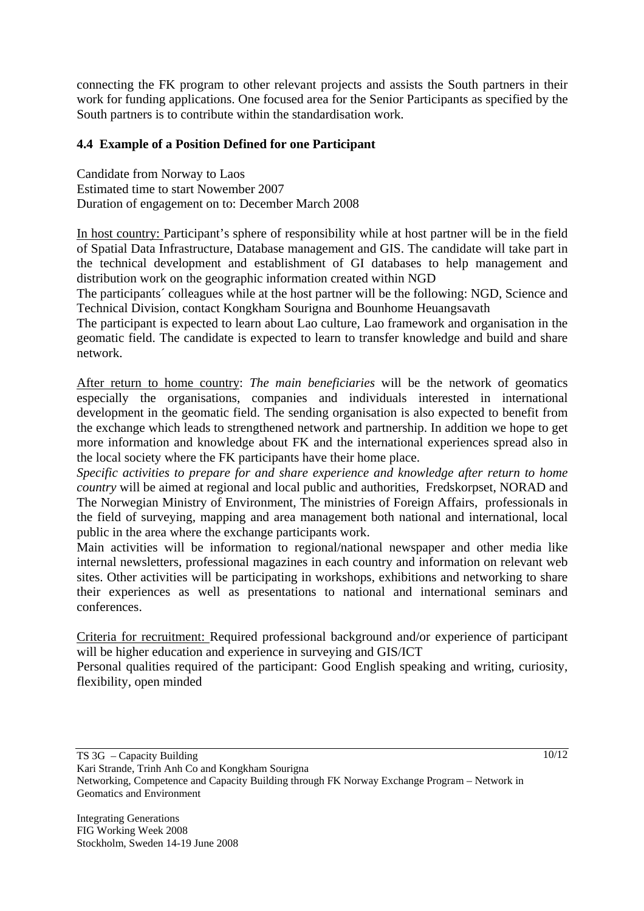connecting the FK program to other relevant projects and assists the South partners in their work for funding applications. One focused area for the Senior Participants as specified by the South partners is to contribute within the standardisation work.

### 4.4 Example of a Position Defined for one Participant

Candidate from Norway to Laos
Estimated time to start Nowember 2007
Duration of engagement on to: December March 2008

In host country: Participant's sphere of responsibility while at host partner will be in the field of Spatial Data Infrastructure, Database management and GIS. The candidate will take part in the technical development and establishment of GI databases to help management and distribution work on the geographic information created within NGD
The participants´ colleagues while at the host partner will be the following: NGD, Science and Technical Division, contact Kongkham Sourigna and Bounhome Heuangsavath
The participant is expected to learn about Lao culture, Lao framework and organisation in the geomatic field. The candidate is expected to learn to transfer knowledge and build and share network.

After return to home country: *The main beneficiaries* will be the network of geomatics especially the organisations, companies and individuals interested in international development in the geomatic field. The sending organisation is also expected to benefit from the exchange which leads to strengthened network and partnership. In addition we hope to get more information and knowledge about FK and the international experiences spread also in the local society where the FK participants have their home place.
*Specific activities to prepare for and share experience and knowledge after return to home country* will be aimed at regional and local public and authorities, Fredskorpset, NORAD and The Norwegian Ministry of Environment, The ministries of Foreign Affairs, professionals in the field of surveying, mapping and area management both national and international, local public in the area where the exchange participants work.
Main activities will be information to regional/national newspaper and other media like internal newsletters, professional magazines in each country and information on relevant web sites. Other activities will be participating in workshops, exhibitions and networking to share their experiences as well as presentations to national and international seminars and conferences.

Criteria for recruitment: Required professional background and/or experience of participant will be higher education and experience in surveying and GIS/ICT
Personal qualities required of the participant: Good English speaking and writing, curiosity, flexibility, open minded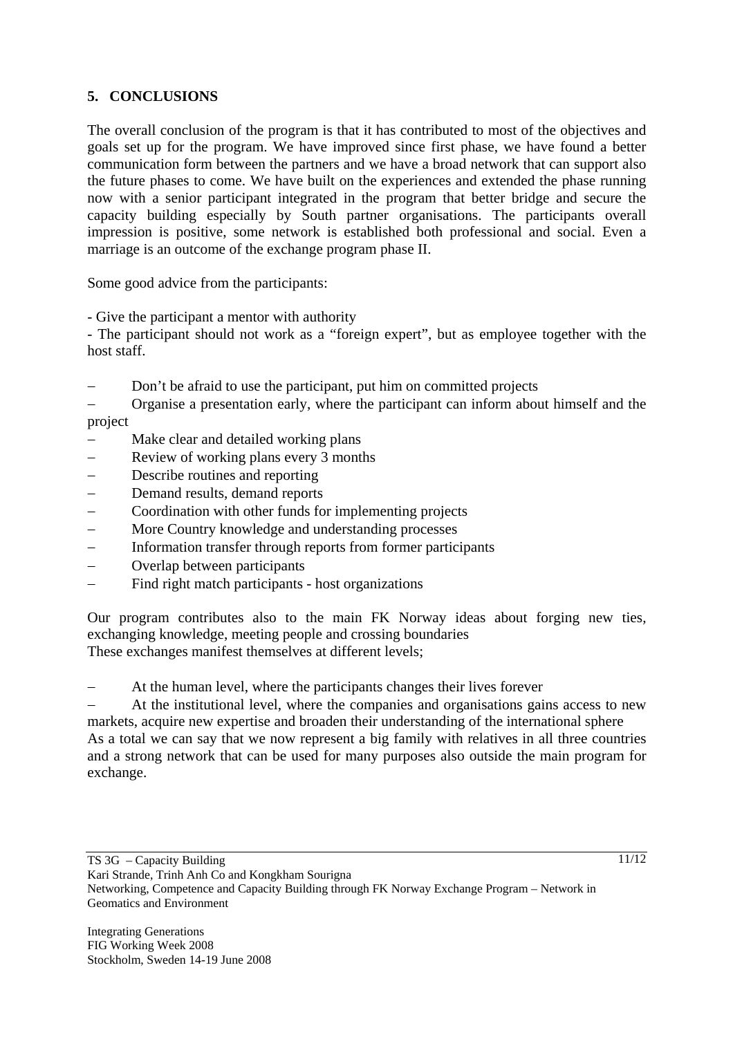## 5. CONCLUSIONS

The overall conclusion of the program is that it has contributed to most of the objectives and goals set up for the program. We have improved since first phase, we have found a better communication form between the partners and we have a broad network that can support also the future phases to come. We have built on the experiences and extended the phase running now with a senior participant integrated in the program that better bridge and secure the capacity building especially by South partner organisations. The participants overall impression is positive, some network is established both professional and social. Even a marriage is an outcome of the exchange program phase II.

Some good advice from the participants:

- Give the participant a mentor with authority
- The participant should not work as a "foreign expert", but as employee together with the host staff.

– Don't be afraid to use the participant, put him on committed projects
– Organise a presentation early, where the participant can inform about himself and the project
– Make clear and detailed working plans
– Review of working plans every 3 months
– Describe routines and reporting
– Demand results, demand reports
– Coordination with other funds for implementing projects
– More Country knowledge and understanding processes
– Information transfer through reports from former participants
– Overlap between participants
– Find right match participants - host organizations

Our program contributes also to the main FK Norway ideas about forging new ties, exchanging knowledge, meeting people and crossing boundaries
These exchanges manifest themselves at different levels;

– At the human level, where the participants changes their lives forever
– At the institutional level, where the companies and organisations gains access to new markets, acquire new expertise and broaden their understanding of the international sphere

As a total we can say that we now represent a big family with relatives in all three countries and a strong network that can be used for many purposes also outside the main program for exchange.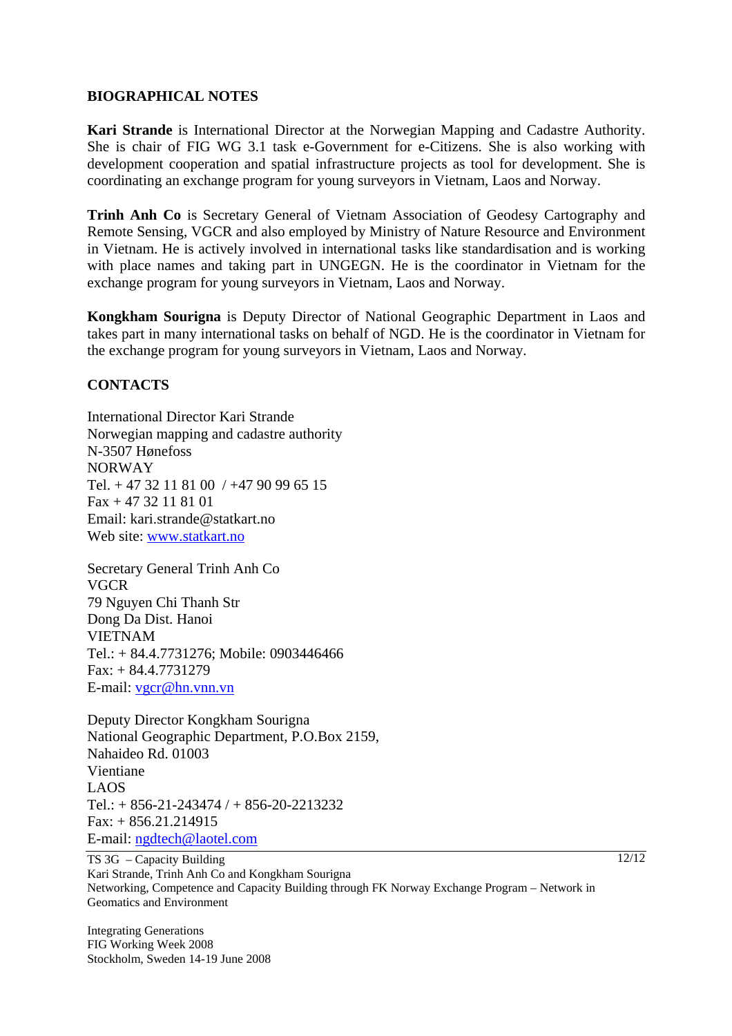## BIOGRAPHICAL NOTES

**Kari Strande** is International Director at the Norwegian Mapping and Cadastre Authority. She is chair of FIG WG 3.1 task e-Government for e-Citizens. She is also working with development cooperation and spatial infrastructure projects as tool for development. She is coordinating an exchange program for young surveyors in Vietnam, Laos and Norway.

**Trinh Anh Co** is Secretary General of Vietnam Association of Geodesy Cartography and Remote Sensing, VGCR and also employed by Ministry of Nature Resource and Environment in Vietnam. He is actively involved in international tasks like standardisation and is working with place names and taking part in UNGEGN. He is the coordinator in Vietnam for the exchange program for young surveyors in Vietnam, Laos and Norway.

**Kongkham Sourigna** is Deputy Director of National Geographic Department in Laos and takes part in many international tasks on behalf of NGD. He is the coordinator in Vietnam for the exchange program for young surveyors in Vietnam, Laos and Norway.

## CONTACTS

International Director Kari Strande
Norwegian mapping and cadastre authority
N-3507 Hønefoss
NORWAY
Tel. + 47 32 11 81 00 / +47 90 99 65 15
Fax + 47 32 11 81 01
Email: kari.strande@statkart.no
Web site: www.statkart.no

Secretary General Trinh Anh Co
VGCR
79 Nguyen Chi Thanh Str
Dong Da Dist. Hanoi
VIETNAM
Tel.: + 84.4.7731276; Mobile: 0903446466
Fax: + 84.4.7731279
E-mail: vgcr@hn.vnn.vn

Deputy Director Kongkham Sourigna
National Geographic Department, P.O.Box 2159,
Nahaideo Rd. 01003
Vientiane
LAOS
Tel.: + 856-21-243474 / + 856-20-2213232
Fax: + 856.21.214915
E-mail: ngdtech@laotel.com